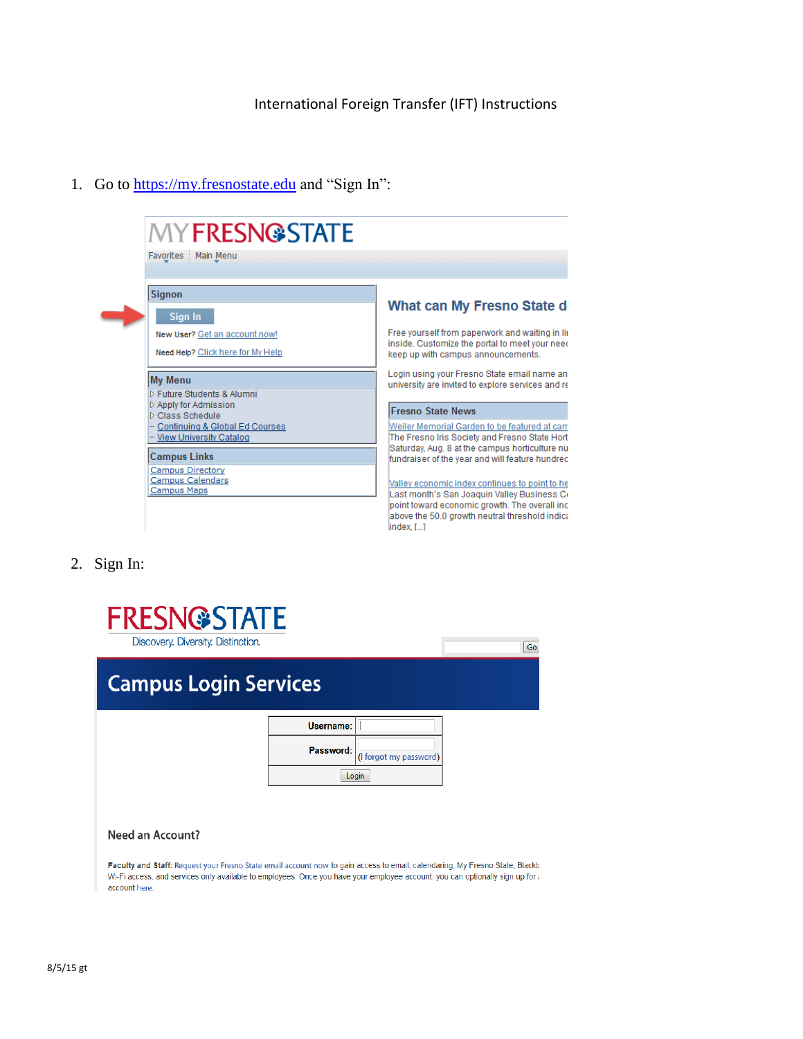# International Foreign Transfer (IFT) Instructions

1. Go to https://my.fresnostate.edu and "Sign In":

2. Sign In:

8/5/15 gt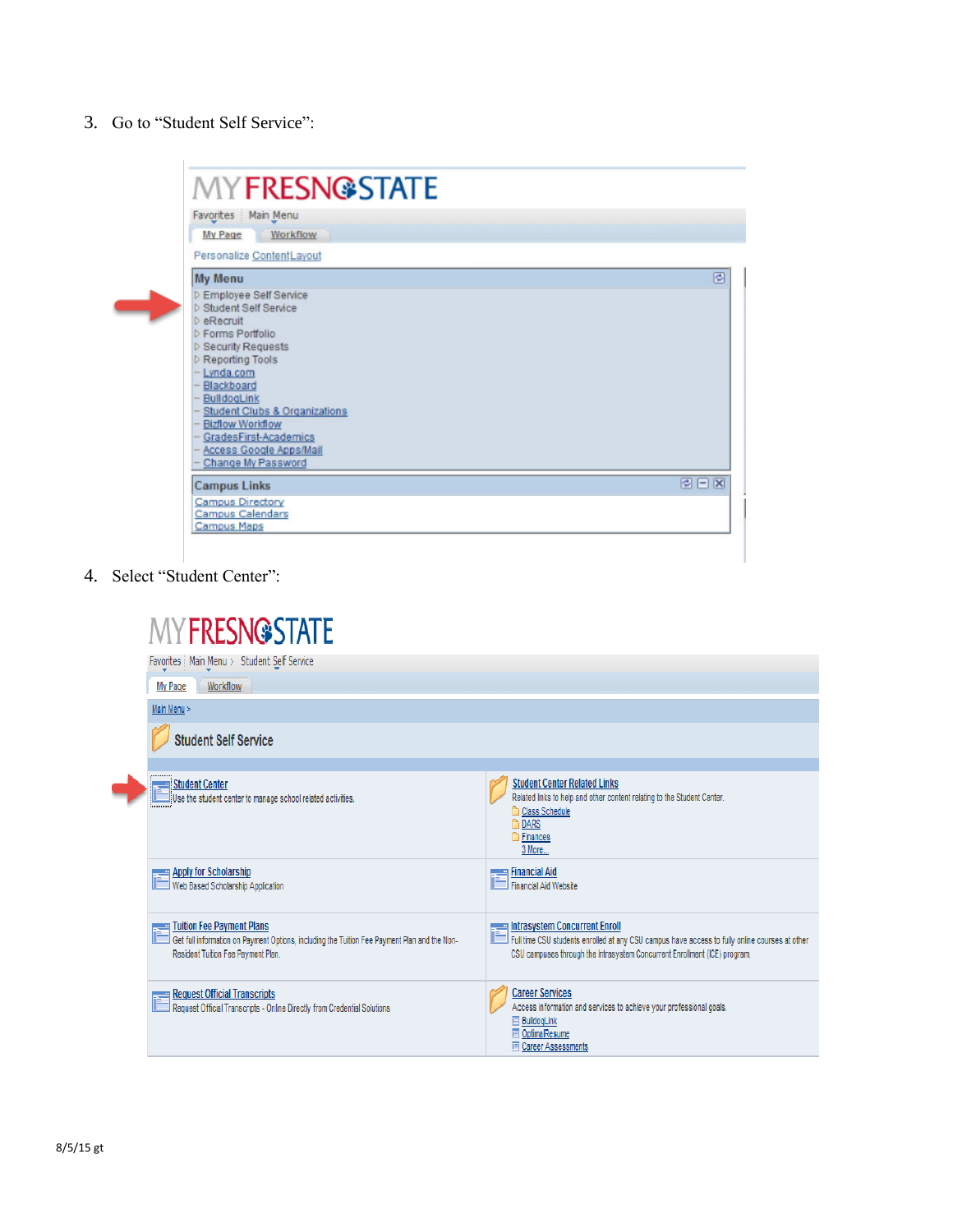3. Go to “Student Self Service”:

MYFRESNOSTATE

Favorites | Main Menu

My Page | Workflow

Personalize Content Layout

**My Menu**

- Employee Self Service
- Student Self Service
- eRecruit
- Forms Portfolio
- Security Requests
- Reporting Tools
- Lynda.com
- Blackboard
- BulldogLink
- Student Clubs & Organizations
- Bizflow Workflow
- GradesFirst-Academics
- Access Google Apps/Mail
- Change My Password

**Campus Links**

- Campus Directory
- Campus Calendars
- Campus Maps

4. Select “Student Center”:

MYFRESNOSTATE

Favorites | Main Menu > Student Self Service

My Page | Workflow

Main Menu >

**Student Self Service**

**Student Center**
Use the student center to manage school related activities.

**Student Center Related Links**
Related links to help and other content relating to the Student Center.
- Class Schedule
- DARS
- Finances
- 3 More...

**Apply for Scholarship**
Web Based Scholarship Application

**Financial Aid**
Financial Aid Website

**Tuition Fee Payment Plans**
Get full information on Payment Options, including the Tuition Fee Payment Plan and the Non-Resident Tuition Fee Payment Plan.

**Intrasystem Concurrent Enroll**
Full time CSU students enrolled at any CSU campus have access to fully online courses at other CSU campuses through the Intrasystem Concurrent Enrollment (ICE) program.

**Request Official Transcripts**
Request Offical Transcripts - Online Directly from Credential Solutions

**Career Services**
Access information and services to achieve your professional goals.
- BulldogLink
- OptimalResume
- Career Assessments

8/5/15 gt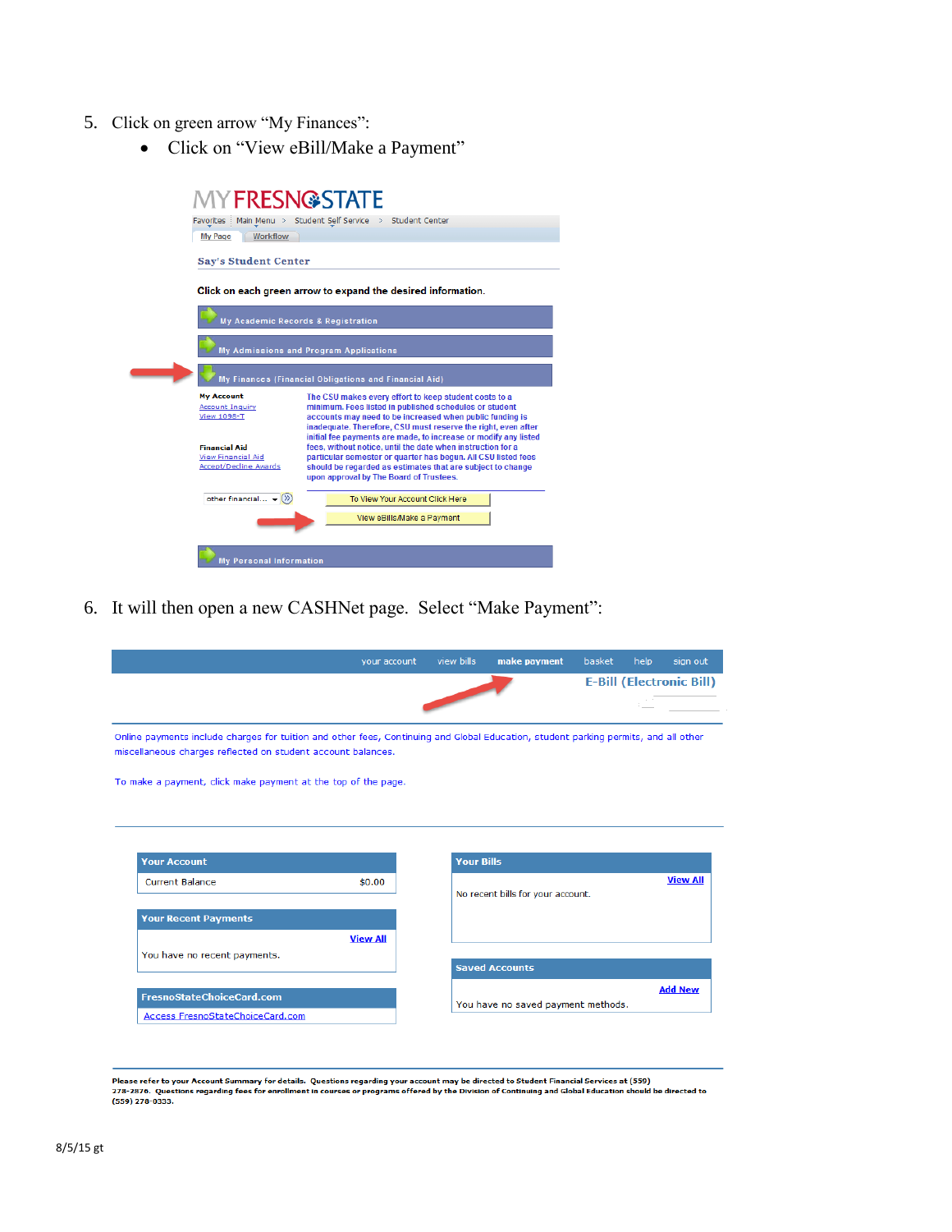5. Click on green arrow "My Finances":
   - Click on "View eBill/Make a Payment"

MY FRESNO STATE

Favorites | Main Menu > Student Self Service > Student Center

My Page | Workflow

Say's Student Center

Click on each green arrow to expand the desired information.

My Academic Records & Registration

My Admissions and Program Applications

My Finances (Financial Obligations and Financial Aid)

**My Account**
Account Inquiry
View 1098-T

**Financial Aid**
View Financial Aid
Accept/Decline Awards

The CSU makes every effort to keep student costs to a minimum. Fees listed in published schedules or student accounts may need to be increased when public funding is inadequate. Therefore, CSU must reserve the right, even after initial fee payments are made, to increase or modify any listed fees, without notice, until the date when instruction for a particular semester or quarter has begun. All CSU listed fees should be regarded as estimates that are subject to change upon approval by The Board of Trustees.

other financial...

To View Your Account Click Here

View eBills/Make a Payment

My Personal Information

6. It will then open a new CASHNet page. Select "Make Payment":

your account | view bills | make payment | basket | help | sign out

E-Bill (Electronic Bill)

Online payments include charges for tuition and other fees, Continuing and Global Education, student parking permits, and all other miscellaneous charges reflected on student account balances.

To make a payment, click make payment at the top of the page.

**Your Account**

| Current Balance | $0.00 |
|---|---|

**Your Recent Payments**

View All

You have no recent payments.

**FresnoStateChoiceCard.com**

Access FresnoStateChoiceCard.com

**Your Bills**

View All

No recent bills for your account.

**Saved Accounts**

Add New

You have no saved payment methods.

**Please refer to your Account Summary for details. Questions regarding your account may be directed to Student Financial Services at (559) 278-2876. Questions regarding fees for enrollment in courses or programs offered by the Division of Continuing and Global Education should be directed to (559) 278-0333.**

8/5/15 gt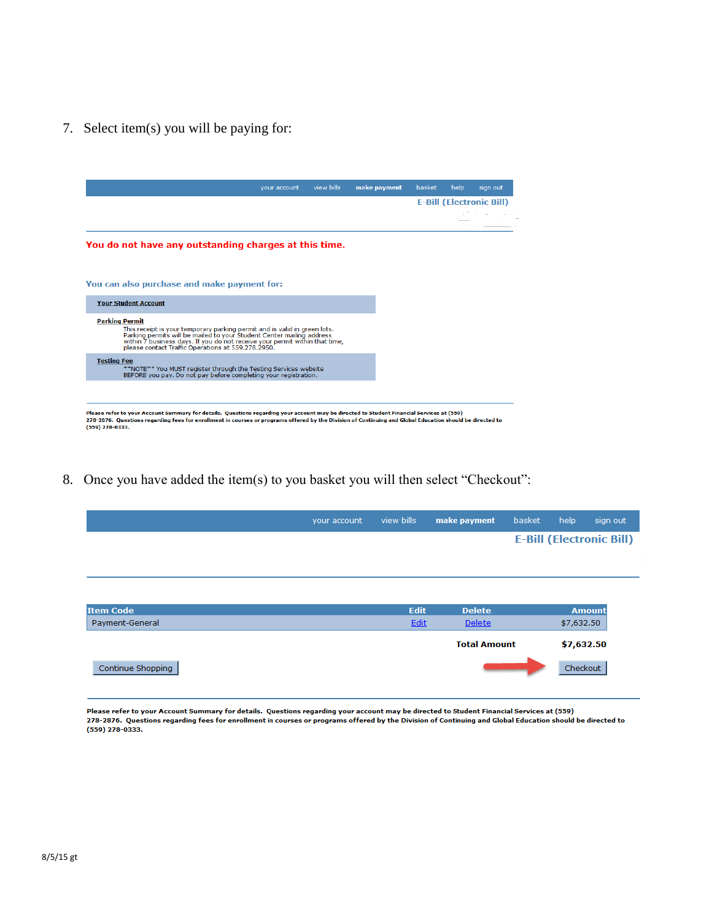7. Select item(s) you will be paying for:

your account view bills **make payment** basket help sign out

E-Bill (Electronic Bill)

**You do not have any outstanding charges at this time.**

You can also purchase and make payment for:

**Your Student Account**

**Parking Permit**

This receipt is your temporary parking permit and is valid in green lots. Parking permits will be mailed to your Student Center mailing address within 7 business days. If you do not receive your permit within that time, please contact Traffic Operations at 559.278.2950.

**Testing Fee**

**NOTE** You MUST register through the Testing Services website BEFORE you pay. Do not pay before completing your registration.

Please refer to your Account Summary for details. Questions regarding your account may be directed to Student Financial Services at (559) 278-2876. Questions regarding fees for enrollment in courses or programs offered by the Division of Continuing and Global Education should be directed to (559) 278-0333.

8. Once you have added the item(s) to you basket you will then select "Checkout":

your account view bills **make payment** basket help sign out

E-Bill (Electronic Bill)

| Item Code | Edit | Delete | Amount |
|---|---|---|---|
| Payment-General | Edit | Delete | $7,632.50 |

**Total Amount** **$7,632.50**

Continue Shopping Checkout

Please refer to your Account Summary for details. Questions regarding your account may be directed to Student Financial Services at (559) 278-2876. Questions regarding fees for enrollment in courses or programs offered by the Division of Continuing and Global Education should be directed to (559) 278-0333.

8/5/15 gt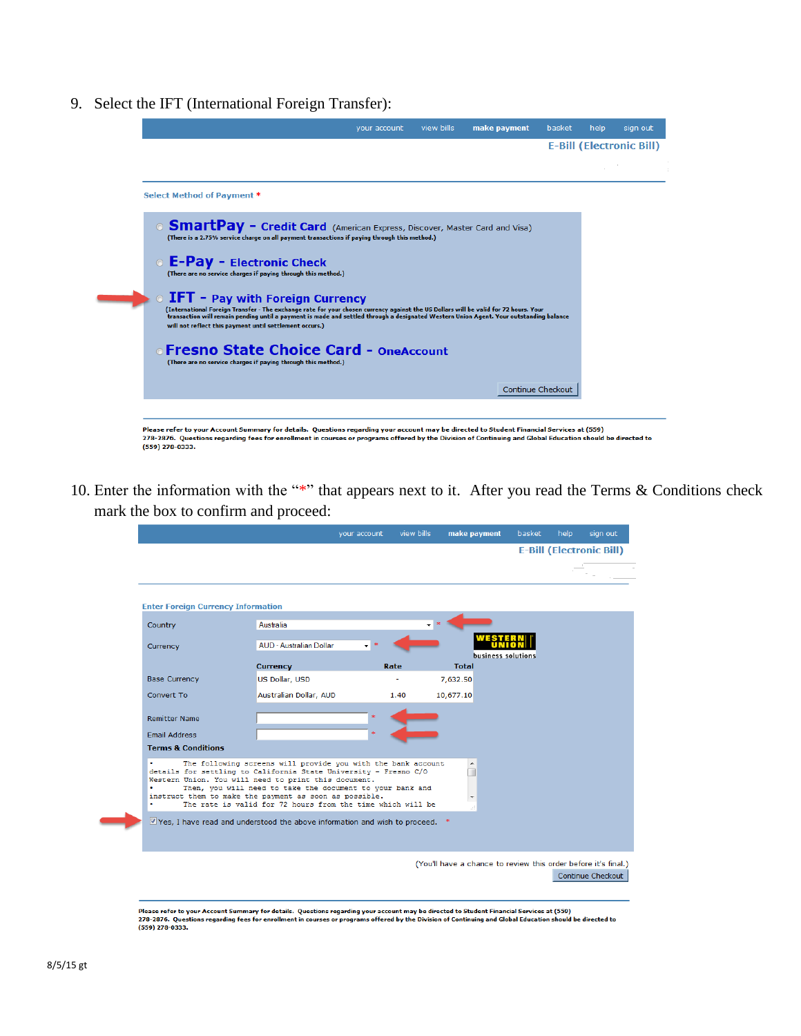9. Select the IFT (International Foreign Transfer):

your account | view bills | **make payment** | basket | help | sign out

E-Bill (Electronic Bill)

Select Method of Payment *

- **SmartPay - Credit Card** (American Express, Discover, Master Card and Visa)
  (There is a 2.75% service charge on all payment transactions if paying through this method.)
- **E-Pay - Electronic Check**
  (There are no service charges if paying through this method.)
- **IFT - Pay with Foreign Currency**
  (International Foreign Transfer - The exchange rate for your chosen currency against the US Dollars will be valid for 72 hours. Your transaction will remain pending until a payment is made and settled through a designated Western Union Agent. Your outstanding balance will not reflect this payment until settlement occurs.)
- **Fresno State Choice Card - OneAccount**
  (There are no service charges if paying through this method.)

Continue Checkout

Please refer to your Account Summary for details. Questions regarding your account may be directed to Student Financial Services at (559) 278-2876. Questions regarding fees for enrollment in courses or programs offered by the Division of Continuing and Global Education should be directed to (559) 278-0333.

10. Enter the information with the "*" that appears next to it. After you read the Terms & Conditions check mark the box to confirm and proceed:

your account | view bills | **make payment** | basket | help | sign out

E-Bill (Electronic Bill)

Enter Foreign Currency Information

Country: Australia *

Currency: AUD - Australian Dollar *

WESTERN UNION business solutions

| | Currency | Rate | Total |
|---|---|---|---|
| Base Currency | US Dollar, USD | - | 7,632.50 |
| Convert To | Australian Dollar, AUD | 1.40 | 10,677.10 |

Remitter Name *

Email Address *

Terms & Conditions

- The following screens will provide you with the bank account details for settling to California State University - Fresno C/O Western Union. You will need to print this document.
- Then, you will need to take the document to your bank and instruct them to make the payment as soon as possible.
- The rate is valid for 72 hours from the time which will be

☑ Yes, I have read and understood the above information and wish to proceed. *

(You'll have a chance to review this order before it's final.)

Continue Checkout

Please refer to your Account Summary for details. Questions regarding your account may be directed to Student Financial Services at (559) 278-2876. Questions regarding fees for enrollment in courses or programs offered by the Division of Continuing and Global Education should be directed to (559) 278-0333.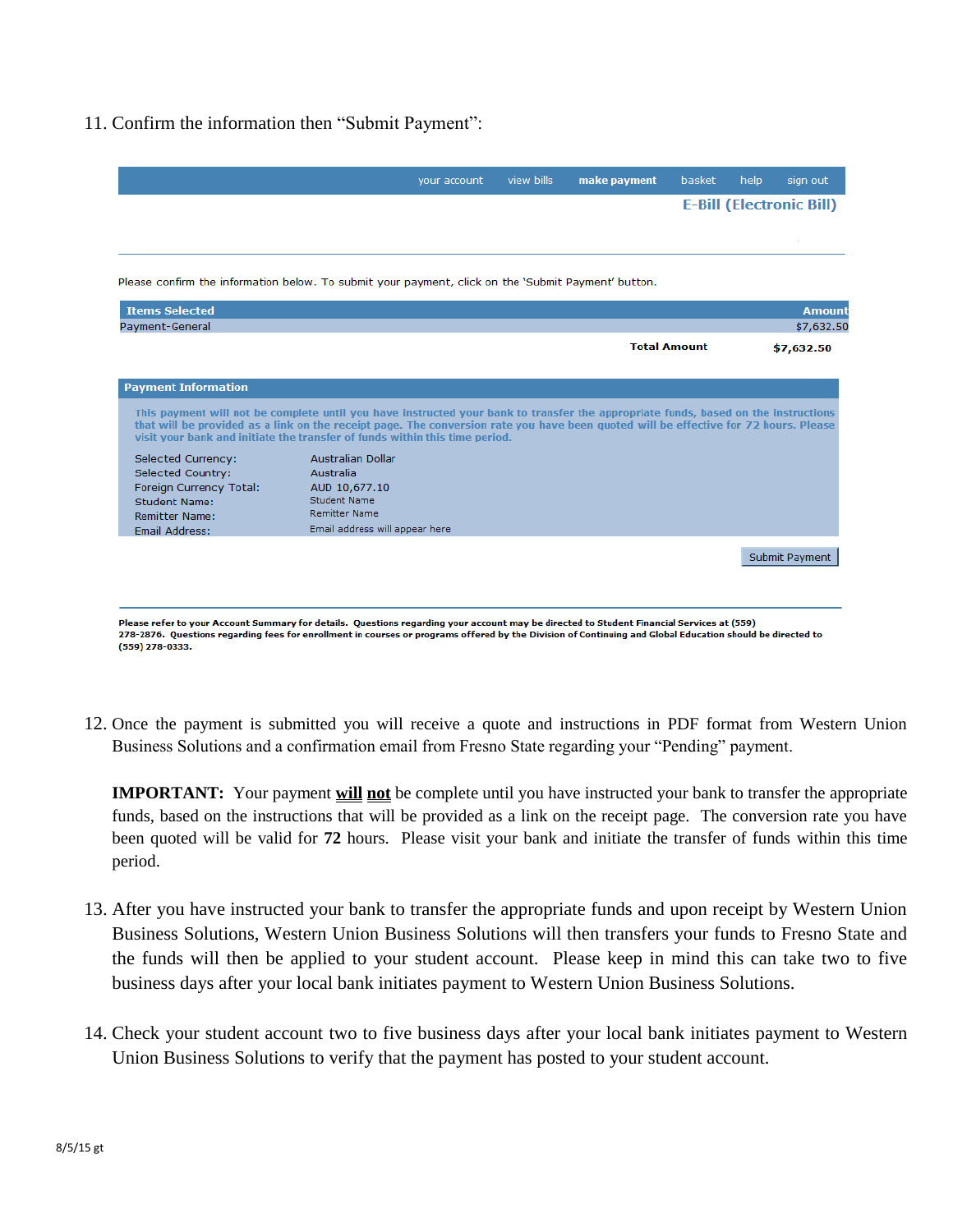11. Confirm the information then “Submit Payment”:

your account | view bills | **make payment** | basket | help | sign out

**E-Bill (Electronic Bill)**

Please confirm the information below. To submit your payment, click on the ‘Submit Payment’ button.

| Items Selected | Amount |
|---|---|
| Payment-General | $7,632.50 |
| **Total Amount** | **$7,632.50** |

**Payment Information**

**This payment will not be complete until you have instructed your bank to transfer the appropriate funds, based on the instructions that will be provided as a link on the receipt page. The conversion rate you have been quoted will be effective for 72 hours. Please visit your bank and initiate the transfer of funds within this time period.**

| | |
|---|---|
| Selected Currency: | Australian Dollar |
| Selected Country: | Australia |
| Foreign Currency Total: | AUD 10,677.10 |
| Student Name: | Student Name |
| Remitter Name: | Remitter Name |
| Email Address: | Email address will appear here |

Submit Payment

**Please refer to your Account Summary for details. Questions regarding your account may be directed to Student Financial Services at (559) 278-2876. Questions regarding fees for enrollment in courses or programs offered by the Division of Continuing and Global Education should be directed to (559) 278-0333.**

12. Once the payment is submitted you will receive a quote and instructions in PDF format from Western Union Business Solutions and a confirmation email from Fresno State regarding your “Pending” payment.

    **IMPORTANT:** Your payment **will not** be complete until you have instructed your bank to transfer the appropriate funds, based on the instructions that will be provided as a link on the receipt page. The conversion rate you have been quoted will be valid for **72** hours. Please visit your bank and initiate the transfer of funds within this time period.

13. After you have instructed your bank to transfer the appropriate funds and upon receipt by Western Union Business Solutions, Western Union Business Solutions will then transfers your funds to Fresno State and the funds will then be applied to your student account. Please keep in mind this can take two to five business days after your local bank initiates payment to Western Union Business Solutions.

14. Check your student account two to five business days after your local bank initiates payment to Western Union Business Solutions to verify that the payment has posted to your student account.

8/5/15 gt